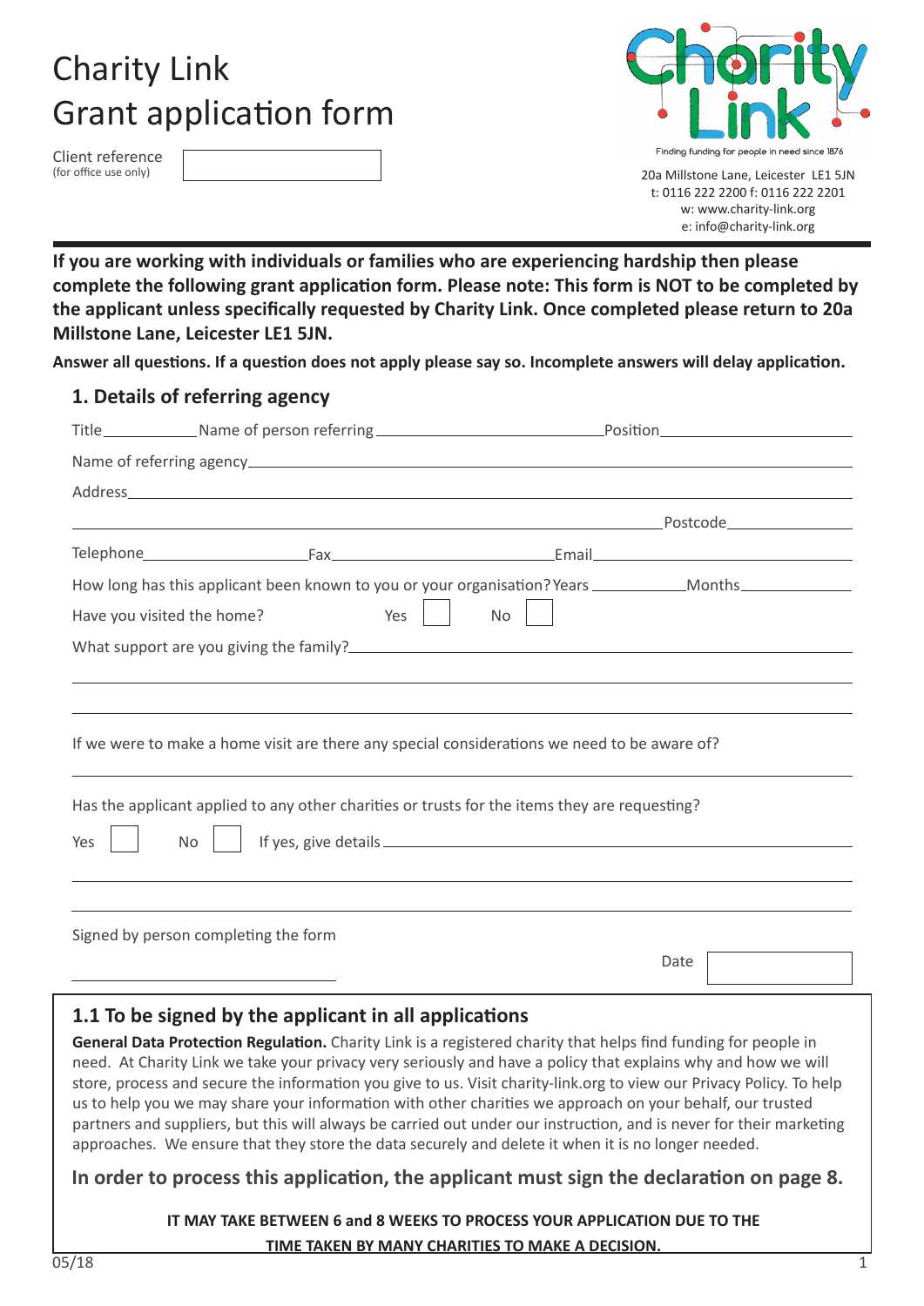# Charity Link
# Grant application form

Client reference
(for office use only)

Finding funding for people in need since 1876

20a Millstone Lane, Leicester LE1 5JN
t: 0116 222 2200 f: 0116 222 2201
w: www.charity-link.org
e: info@charity-link.org

**If you are working with individuals or families who are experiencing hardship then please complete the following grant application form. Please note: This form is NOT to be completed by the applicant unless specifically requested by Charity Link. Once completed please return to 20a Millstone Lane, Leicester LE1 5JN.**

**Answer all questions. If a question does not apply please say so. Incomplete answers will delay application.**

## 1. Details of referring agency

Title\_\_\_\_\_\_\_\_\_\_ Name of person referring\_\_\_\_\_\_\_\_\_\_\_\_\_\_\_\_\_\_\_\_ Position\_\_\_\_\_\_\_\_\_\_\_\_\_\_\_\_\_\_\_\_

Name of referring agency\_\_\_\_\_\_\_\_\_\_\_\_\_\_\_\_\_\_\_\_\_\_\_\_\_\_\_\_\_\_\_\_\_\_\_\_\_\_\_\_

Address\_\_\_\_\_\_\_\_\_\_\_\_\_\_\_\_\_\_\_\_\_\_\_\_\_\_\_\_\_\_\_\_\_\_\_\_\_\_\_\_

\_\_\_\_\_\_\_\_\_\_\_\_\_\_\_\_\_\_\_\_\_\_\_\_\_\_\_\_\_\_\_\_\_\_\_\_ Postcode\_\_\_\_\_\_\_\_\_\_\_\_

Telephone\_\_\_\_\_\_\_\_\_\_\_\_\_\_\_\_ Fax\_\_\_\_\_\_\_\_\_\_\_\_\_\_\_\_ Email\_\_\_\_\_\_\_\_\_\_\_\_\_\_\_\_\_\_\_\_

How long has this applicant been known to you or your organisation? Years\_\_\_\_\_\_\_\_\_\_ Months\_\_\_\_\_\_\_\_\_\_

Have you visited the home? Yes ☐ No ☐

What support are you giving the family?\_\_\_\_\_\_\_\_\_\_\_\_\_\_\_\_\_\_\_\_\_\_\_\_\_\_\_\_\_\_\_\_\_\_\_\_

\_\_\_\_\_\_\_\_\_\_\_\_\_\_\_\_\_\_\_\_\_\_\_\_\_\_\_\_\_\_\_\_\_\_\_\_\_\_\_\_\_\_\_\_\_\_\_\_\_\_\_\_\_\_\_\_

\_\_\_\_\_\_\_\_\_\_\_\_\_\_\_\_\_\_\_\_\_\_\_\_\_\_\_\_\_\_\_\_\_\_\_\_\_\_\_\_\_\_\_\_\_\_\_\_\_\_\_\_\_\_\_\_

If we were to make a home visit are there any special considerations we need to be aware of?

\_\_\_\_\_\_\_\_\_\_\_\_\_\_\_\_\_\_\_\_\_\_\_\_\_\_\_\_\_\_\_\_\_\_\_\_\_\_\_\_\_\_\_\_\_\_\_\_\_\_\_\_\_\_\_\_

Has the applicant applied to any other charities or trusts for the items they are requesting?

Yes ☐ No ☐ If yes, give details\_\_\_\_\_\_\_\_\_\_\_\_\_\_\_\_\_\_\_\_\_\_\_\_\_\_\_\_\_\_\_\_\_\_\_\_

\_\_\_\_\_\_\_\_\_\_\_\_\_\_\_\_\_\_\_\_\_\_\_\_\_\_\_\_\_\_\_\_\_\_\_\_\_\_\_\_\_\_\_\_\_\_\_\_\_\_\_\_\_\_\_\_

\_\_\_\_\_\_\_\_\_\_\_\_\_\_\_\_\_\_\_\_\_\_\_\_\_\_\_\_\_\_\_\_\_\_\_\_\_\_\_\_\_\_\_\_\_\_\_\_\_\_\_\_\_\_\_\_

Signed by person completing the form

\_\_\_\_\_\_\_\_\_\_\_\_\_\_\_\_\_\_\_\_\_\_\_\_\_\_\_\_ Date ☐

## 1.1 To be signed by the applicant in all applications

**General Data Protection Regulation.** Charity Link is a registered charity that helps find funding for people in need. At Charity Link we take your privacy very seriously and have a policy that explains why and how we will store, process and secure the information you give to us. Visit charity-link.org to view our Privacy Policy. To help us to help you we may share your information with other charities we approach on your behalf, our trusted partners and suppliers, but this will always be carried out under our instruction, and is never for their marketing approaches. We ensure that they store the data securely and delete it when it is no longer needed.

**In order to process this application, the applicant must sign the declaration on page 8.**

**IT MAY TAKE BETWEEN 6 and 8 WEEKS TO PROCESS YOUR APPLICATION DUE TO THE TIME TAKEN BY MANY CHARITIES TO MAKE A DECISION.**

05/18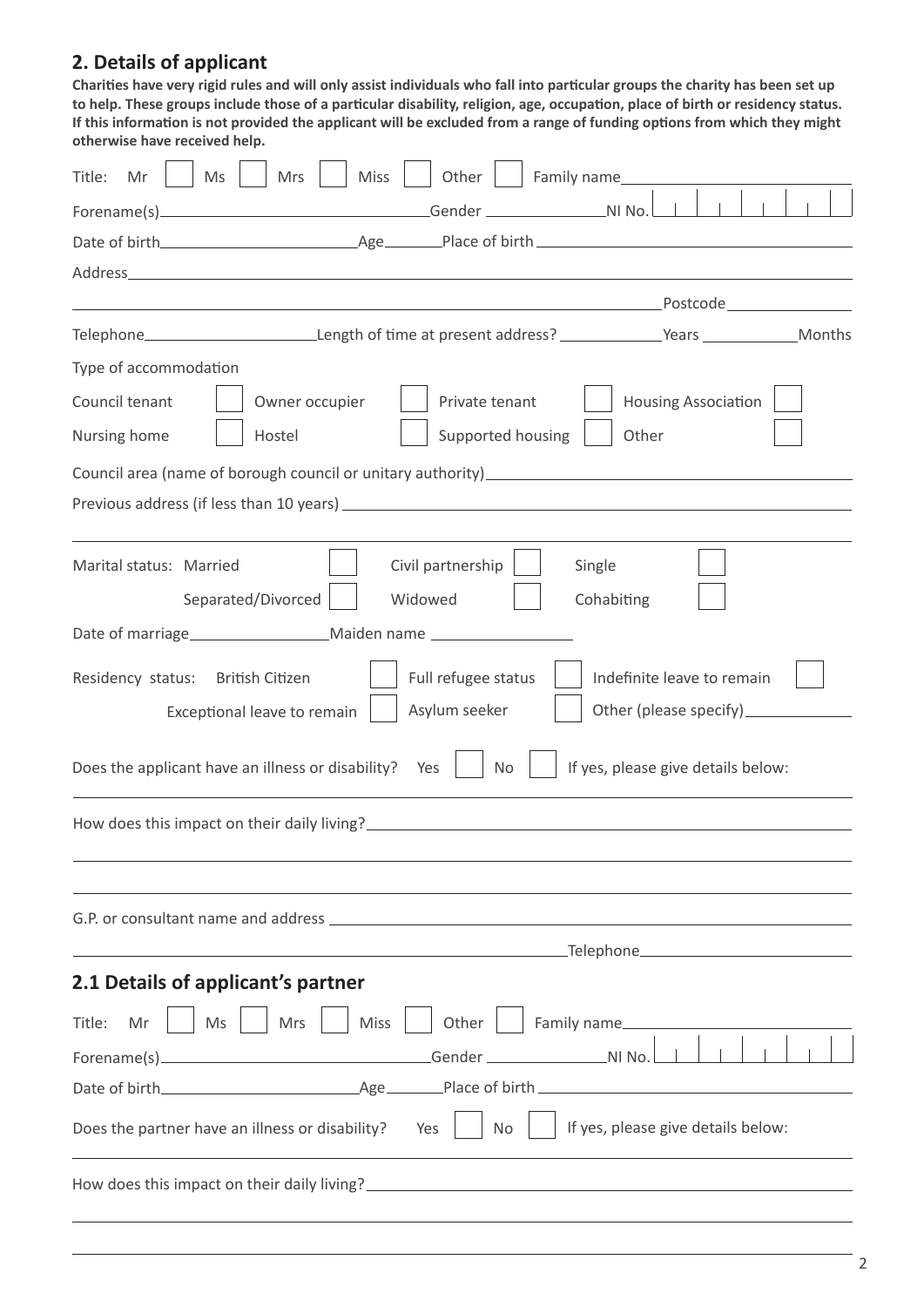## 2. Details of applicant

**Charities have very rigid rules and will only assist individuals who fall into particular groups the charity has been set up to help. These groups include those of a particular disability, religion, age, occupation, place of birth or residency status. If this information is not provided the applicant will be excluded from a range of funding options from which they might otherwise have received help.**

Title: Mr ☐ Ms ☐ Mrs ☐ Miss ☐ Other ☐ Family name\_\_\_\_\_\_\_\_\_\_\_\_\_\_\_\_\_\_\_\_

Forename(s)\_\_\_\_\_\_\_\_\_\_\_\_\_\_\_\_\_\_\_\_ Gender \_\_\_\_\_\_\_\_\_\_ NI No. ☐☐☐☐☐☐☐☐☐

Date of birth\_\_\_\_\_\_\_\_\_\_\_\_\_\_\_\_ Age\_\_\_\_\_\_ Place of birth\_\_\_\_\_\_\_\_\_\_\_\_\_\_\_\_\_\_\_\_

Address\_\_\_\_\_\_\_\_\_\_\_\_\_\_\_\_\_\_\_\_\_\_\_\_\_\_\_\_\_\_\_\_\_\_\_\_\_\_\_\_

\_\_\_\_\_\_\_\_\_\_\_\_\_\_\_\_\_\_\_\_\_\_\_\_\_\_\_\_\_\_\_\_ Postcode\_\_\_\_\_\_\_\_\_\_\_\_

Telephone\_\_\_\_\_\_\_\_\_\_\_\_\_\_\_\_ Length of time at present address? \_\_\_\_\_\_\_\_ Years \_\_\_\_\_\_\_\_ Months

Type of accommodation

Council tenant ☐ Owner occupier ☐ Private tenant ☐ Housing Association ☐

Nursing home ☐ Hostel ☐ Supported housing ☐ Other ☐

Council area (name of borough council or unitary authority)\_\_\_\_\_\_\_\_\_\_\_\_\_\_\_\_\_\_\_\_

Previous address (if less than 10 years) \_\_\_\_\_\_\_\_\_\_\_\_\_\_\_\_\_\_\_\_\_\_\_\_\_\_\_\_\_\_

\_\_\_\_\_\_\_\_\_\_\_\_\_\_\_\_\_\_\_\_\_\_\_\_\_\_\_\_\_\_\_\_\_\_\_\_\_\_\_\_\_\_\_\_\_\_\_\_

Marital status: Married ☐ Civil partnership ☐ Single ☐

Separated/Divorced ☐ Widowed ☐ Cohabiting ☐

Date of marriage\_\_\_\_\_\_\_\_\_\_\_\_\_\_ Maiden name \_\_\_\_\_\_\_\_\_\_\_\_\_\_

Residency status: British Citizen ☐ Full refugee status ☐ Indefinite leave to remain ☐

Exceptional leave to remain ☐ Asylum seeker ☐ Other (please specify)\_\_\_\_\_\_\_\_\_\_

Does the applicant have an illness or disability? Yes ☐ No ☐ If yes, please give details below:

\_\_\_\_\_\_\_\_\_\_\_\_\_\_\_\_\_\_\_\_\_\_\_\_\_\_\_\_\_\_\_\_\_\_\_\_\_\_\_\_\_\_\_\_\_\_\_\_

How does this impact on their daily living?\_\_\_\_\_\_\_\_\_\_\_\_\_\_\_\_\_\_\_\_\_\_\_\_\_\_\_\_\_\_

\_\_\_\_\_\_\_\_\_\_\_\_\_\_\_\_\_\_\_\_\_\_\_\_\_\_\_\_\_\_\_\_\_\_\_\_\_\_\_\_\_\_\_\_\_\_\_\_

\_\_\_\_\_\_\_\_\_\_\_\_\_\_\_\_\_\_\_\_\_\_\_\_\_\_\_\_\_\_\_\_\_\_\_\_\_\_\_\_\_\_\_\_\_\_\_\_

G.P. or consultant name and address \_\_\_\_\_\_\_\_\_\_\_\_\_\_\_\_\_\_\_\_\_\_\_\_\_\_\_\_\_\_

\_\_\_\_\_\_\_\_\_\_\_\_\_\_\_\_\_\_\_\_\_\_\_\_\_\_\_\_\_\_ Telephone\_\_\_\_\_\_\_\_\_\_\_\_\_\_\_\_\_\_\_\_

## 2.1 Details of applicant's partner

Title: Mr ☐ Ms ☐ Mrs ☐ Miss ☐ Other ☐ Family name\_\_\_\_\_\_\_\_\_\_\_\_\_\_\_\_\_\_\_\_

Forename(s)\_\_\_\_\_\_\_\_\_\_\_\_\_\_\_\_\_\_\_\_ Gender \_\_\_\_\_\_\_\_\_\_ NI No. ☐☐☐☐☐☐☐☐☐

Date of birth\_\_\_\_\_\_\_\_\_\_\_\_\_\_\_\_ Age\_\_\_\_\_\_ Place of birth\_\_\_\_\_\_\_\_\_\_\_\_\_\_\_\_\_\_\_\_

Does the partner have an illness or disability? Yes ☐ No ☐ If yes, please give details below:

\_\_\_\_\_\_\_\_\_\_\_\_\_\_\_\_\_\_\_\_\_\_\_\_\_\_\_\_\_\_\_\_\_\_\_\_\_\_\_\_\_\_\_\_\_\_\_\_

How does this impact on their daily living?\_\_\_\_\_\_\_\_\_\_\_\_\_\_\_\_\_\_\_\_\_\_\_\_\_\_\_\_\_\_

\_\_\_\_\_\_\_\_\_\_\_\_\_\_\_\_\_\_\_\_\_\_\_\_\_\_\_\_\_\_\_\_\_\_\_\_\_\_\_\_\_\_\_\_\_\_\_\_

\_\_\_\_\_\_\_\_\_\_\_\_\_\_\_\_\_\_\_\_\_\_\_\_\_\_\_\_\_\_\_\_\_\_\_\_\_\_\_\_\_\_\_\_\_\_\_\_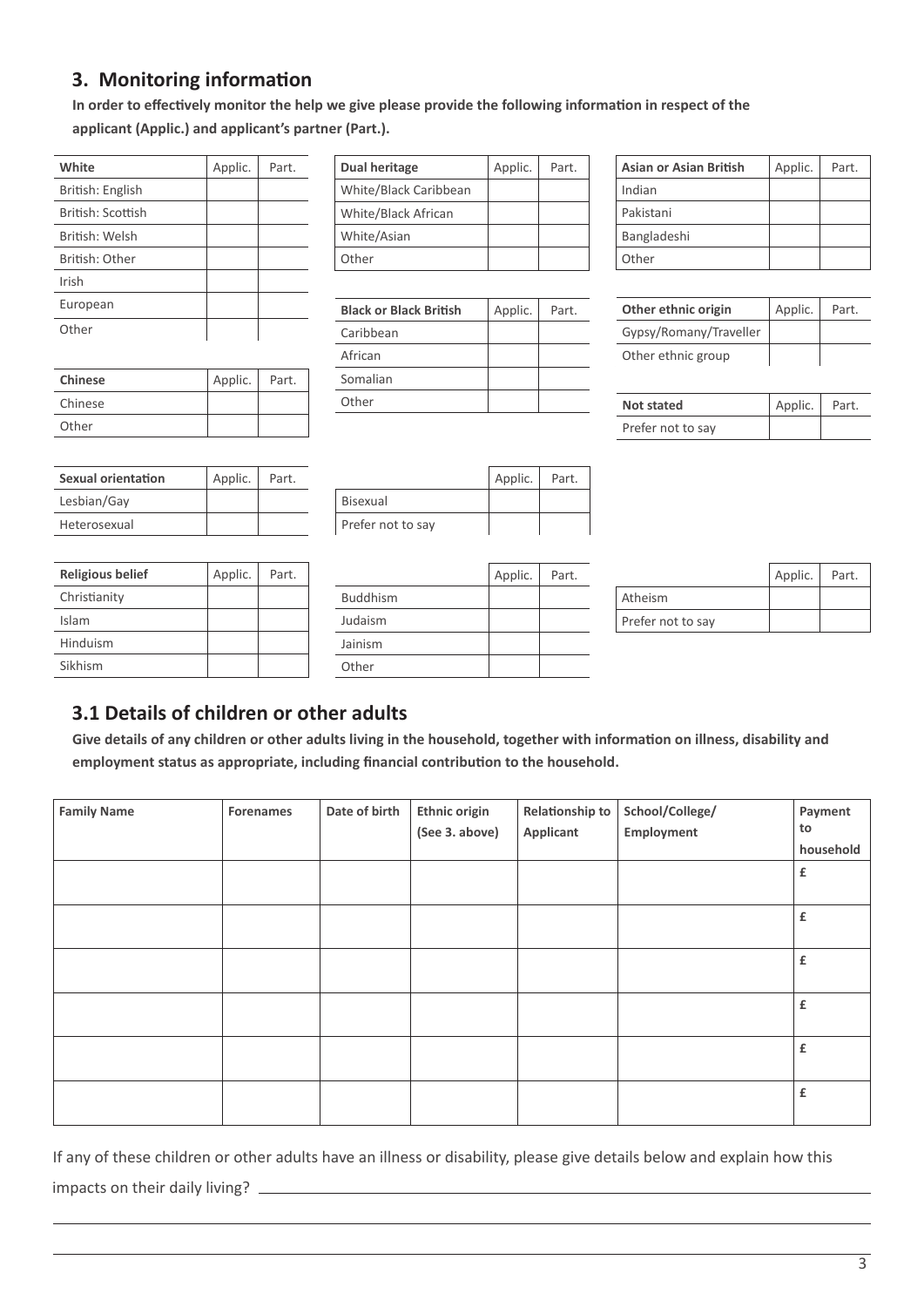## 3. Monitoring information

**In order to effectively monitor the help we give please provide the following information in respect of the applicant (Applic.) and applicant's partner (Part.).**

| White | Applic. | Part. |
|---|---|---|
| British: English | | |
| British: Scottish | | |
| British: Welsh | | |
| British: Other | | |
| Irish | | |
| European | | |
| Other | | |

| Dual heritage | Applic. | Part. |
|---|---|---|
| White/Black Caribbean | | |
| White/Black African | | |
| White/Asian | | |
| Other | | |

| Asian or Asian British | Applic. | Part. |
|---|---|---|
| Indian | | |
| Pakistani | | |
| Bangladeshi | | |
| Other | | |

| Black or Black British | Applic. | Part. |
|---|---|---|
| Caribbean | | |
| African | | |
| Somalian | | |
| Other | | |

| Other ethnic origin | Applic. | Part. |
|---|---|---|
| Gypsy/Romany/Traveller | | |
| Other ethnic group | | |

| Chinese | Applic. | Part. |
|---|---|---|
| Chinese | | |
| Other | | |

| Not stated | Applic. | Part. |
|---|---|---|
| Prefer not to say | | |

| Sexual orientation | Applic. | Part. |
|---|---|---|
| Lesbian/Gay | | |
| Heterosexual | | |
| Bisexual | | |
| Prefer not to say | | |

| Religious belief | Applic. | Part. |
|---|---|---|
| Christianity | | |
| Islam | | |
| Hinduism | | |
| Sikhism | | |
| Buddhism | | |
| Judaism | | |
| Jainism | | |
| Other | | |
| Atheism | | |
| Prefer not to say | | |

## 3.1 Details of children or other adults

**Give details of any children or other adults living in the household, together with information on illness, disability and employment status as appropriate, including financial contribution to the household.**

| Family Name | Forenames | Date of birth | Ethnic origin (See 3. above) | Relationship to Applicant | School/College/ Employment | Payment to household |
|---|---|---|---|---|---|---|
| | | | | | | £ |
| | | | | | | £ |
| | | | | | | £ |
| | | | | | | £ |
| | | | | | | £ |
| | | | | | | £ |

If any of these children or other adults have an illness or disability, please give details below and explain how this impacts on their daily living? ______________________________________________

_______________________________________________________________________________

_______________________________________________________________________________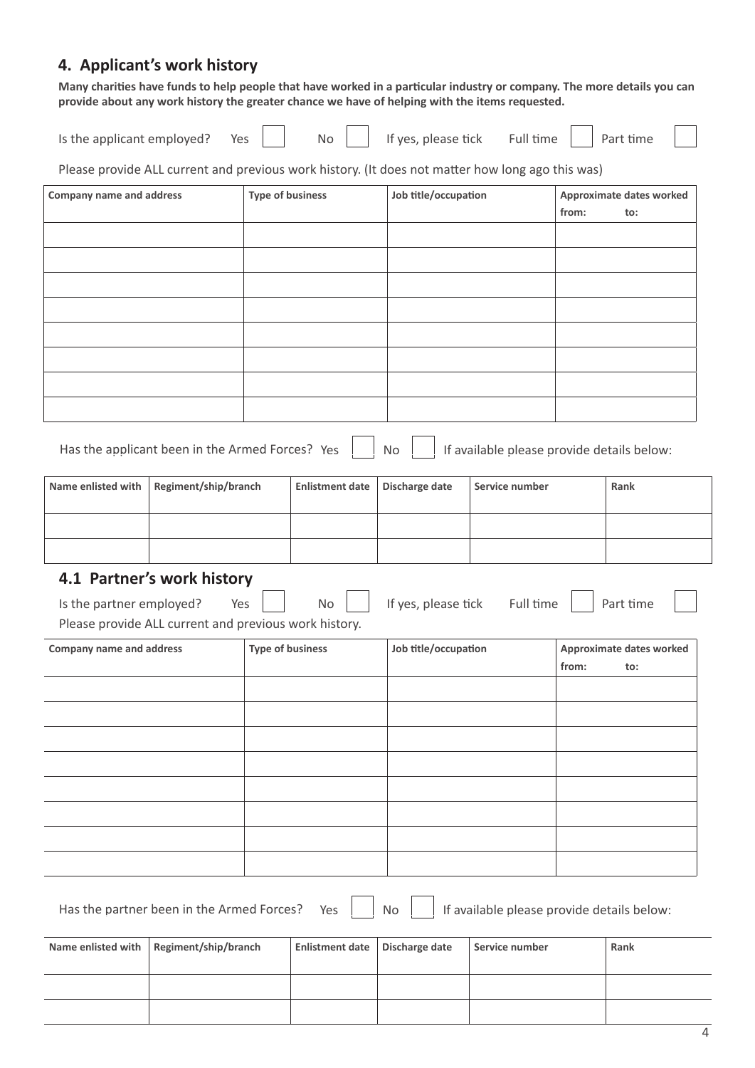## 4. Applicant's work history

**Many charities have funds to help people that have worked in a particular industry or company. The more details you can provide about any work history the greater chance we have of helping with the items requested.**

Is the applicant employed? Yes ☐ No ☐ If yes, please tick Full time ☐ Part time ☐

Please provide ALL current and previous work history. (It does not matter how long ago this was)

| Company name and address | Type of business | Job title/occupation | Approximate dates worked from: to: |
|---|---|---|---|
| | | | |
| | | | |
| | | | |
| | | | |
| | | | |
| | | | |
| | | | |
| | | | |

Has the applicant been in the Armed Forces? Yes ☐ No ☐ If available please provide details below:

| Name enlisted with | Regiment/ship/branch | Enlistment date | Discharge date | Service number | Rank |
|---|---|---|---|---|---|
| | | | | | |
| | | | | | |

### 4.1 Partner's work history

Is the partner employed? Yes ☐ No ☐ If yes, please tick Full time ☐ Part time ☐

Please provide ALL current and previous work history.

| Company name and address | Type of business | Job title/occupation | Approximate dates worked from: to: |
|---|---|---|---|
| | | | |
| | | | |
| | | | |
| | | | |
| | | | |
| | | | |
| | | | |
| | | | |

Has the partner been in the Armed Forces? Yes ☐ No ☐ If available please provide details below:

| Name enlisted with | Regiment/ship/branch | Enlistment date | Discharge date | Service number | Rank |
|---|---|---|---|---|---|
| | | | | | |
| | | | | | |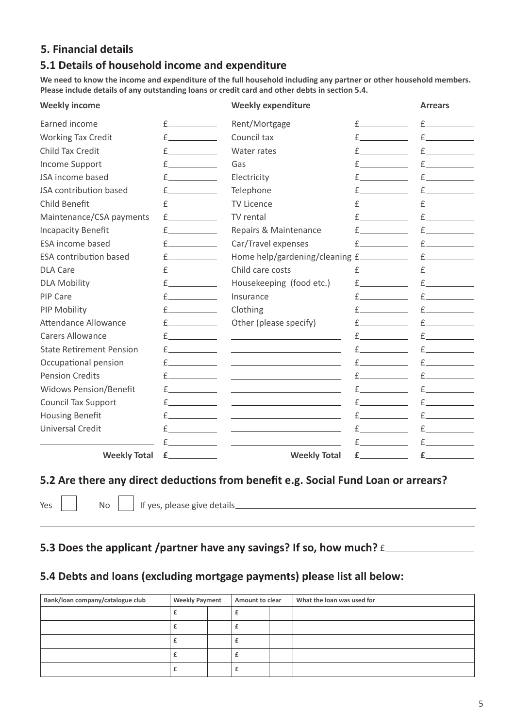## 5. Financial details

### 5.1 Details of household income and expenditure

**We need to know the income and expenditure of the full household including any partner or other household members. Please include details of any outstanding loans or credit card and other debts in section 5.4.**

| Weekly income | | Weekly expenditure | | Arrears |
|---|---|---|---|---|
| Earned income | £ | Rent/Mortgage | £ | £ |
| Working Tax Credit | £ | Council tax | £ | £ |
| Child Tax Credit | £ | Water rates | £ | £ |
| Income Support | £ | Gas | £ | £ |
| JSA income based | £ | Electricity | £ | £ |
| JSA contribution based | £ | Telephone | £ | £ |
| Child Benefit | £ | TV Licence | £ | £ |
| Maintenance/CSA payments | £ | TV rental | £ | £ |
| Incapacity Benefit | £ | Repairs & Maintenance | £ | £ |
| ESA income based | £ | Car/Travel expenses | £ | £ |
| ESA contribution based | £ | Home help/gardening/cleaning | £ | £ |
| DLA Care | £ | Child care costs | £ | £ |
| DLA Mobility | £ | Housekeeping (food etc.) | £ | £ |
| PIP Care | £ | Insurance | £ | £ |
| PIP Mobility | £ | Clothing | £ | £ |
| Attendance Allowance | £ | Other (please specify) | £ | £ |
| Carers Allowance | £ | | £ | £ |
| State Retirement Pension | £ | | £ | £ |
| Occupational pension | £ | | £ | £ |
| Pension Credits | £ | | £ | £ |
| Widows Pension/Benefit | £ | | £ | £ |
| Council Tax Support | £ | | £ | £ |
| Housing Benefit | £ | | £ | £ |
| Universal Credit | £ | | £ | £ |
| | £ | | £ | £ |
| **Weekly Total** | **£** | **Weekly Total** | **£** | **£** |

### 5.2 Are there any direct deductions from benefit e.g. Social Fund Loan or arrears?

Yes ☐ No ☐ If yes, please give details

### 5.3 Does the applicant /partner have any savings? If so, how much? £

### 5.4 Debts and loans (excluding mortgage payments) please list all below:

| Bank/loan company/catalogue club | Weekly Payment | | Amount to clear | | What the loan was used for |
|---|---|---|---|---|---|
| | £ | | £ | | |
| | £ | | £ | | |
| | £ | | £ | | |
| | £ | | £ | | |
| | £ | | £ | | |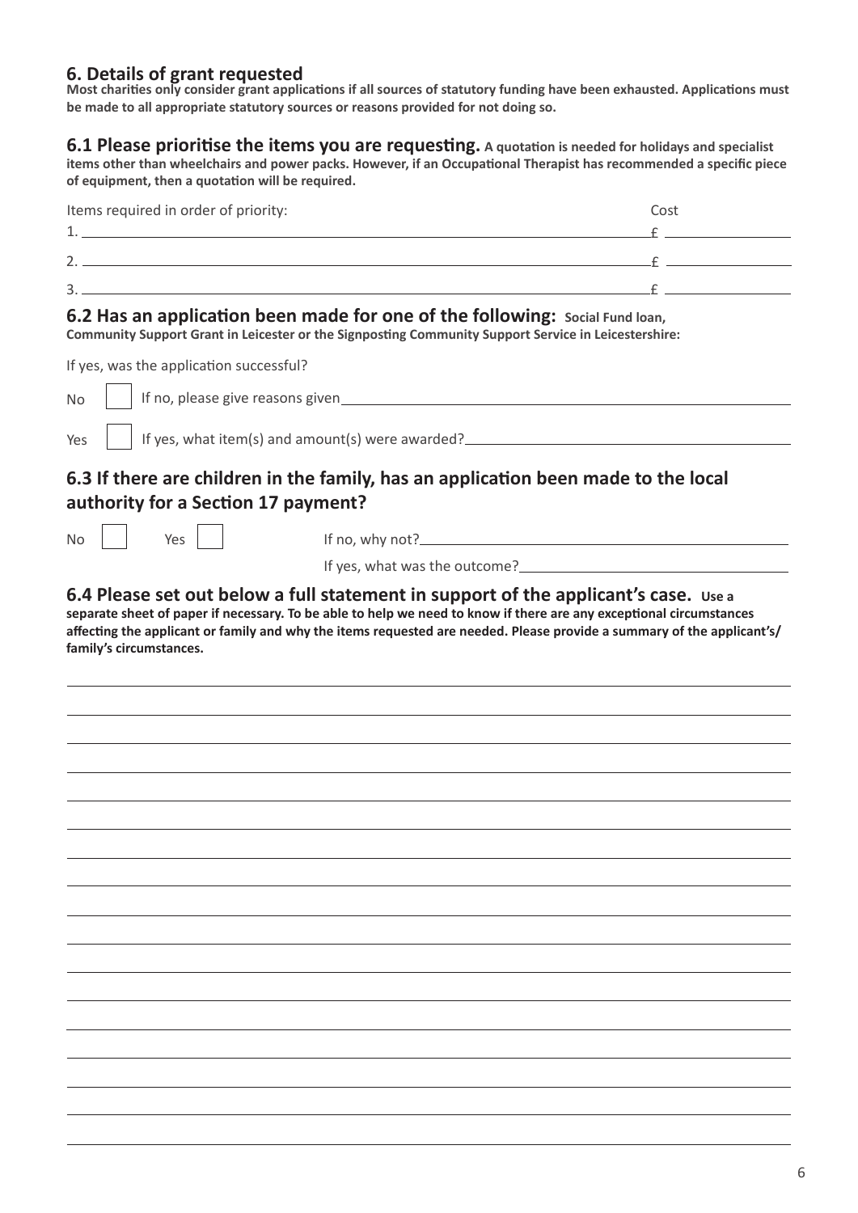## 6. Details of grant requested

**Most charities only consider grant applications if all sources of statutory funding have been exhausted. Applications must be made to all appropriate statutory sources or reasons provided for not doing so.**

### 6.1 Please prioritise the items you are requesting. **A quotation is needed for holidays and specialist items other than wheelchairs and power packs. However, if an Occupational Therapist has recommended a specific piece of equipment, then a quotation will be required.**

| Items required in order of priority: | Cost |
| --- | --- |
| 1. ______________________________ | £ ________ |
| 2. ______________________________ | £ ________ |
| 3. ______________________________ | £ ________ |

### 6.2 Has an application been made for one of the following: **Social Fund loan, Community Support Grant in Leicester or the Signposting Community Support Service in Leicestershire:**

If yes, was the application successful?

No ☐ If no, please give reasons given ______________________________

Yes ☐ If yes, what item(s) and amount(s) were awarded? ______________________________

### 6.3 If there are children in the family, has an application been made to the local authority for a Section 17 payment?

No ☐ Yes ☐ If no, why not? ______________________________

If yes, what was the outcome? ______________________________

### 6.4 Please set out below a full statement in support of the applicant's case. **Use a separate sheet of paper if necessary. To be able to help we need to know if there are any exceptional circumstances affecting the applicant or family and why the items requested are needed. Please provide a summary of the applicant's/family's circumstances.**

______________________________

______________________________

______________________________

______________________________

______________________________

______________________________

______________________________

______________________________

______________________________

______________________________

______________________________

______________________________

______________________________

______________________________

______________________________

______________________________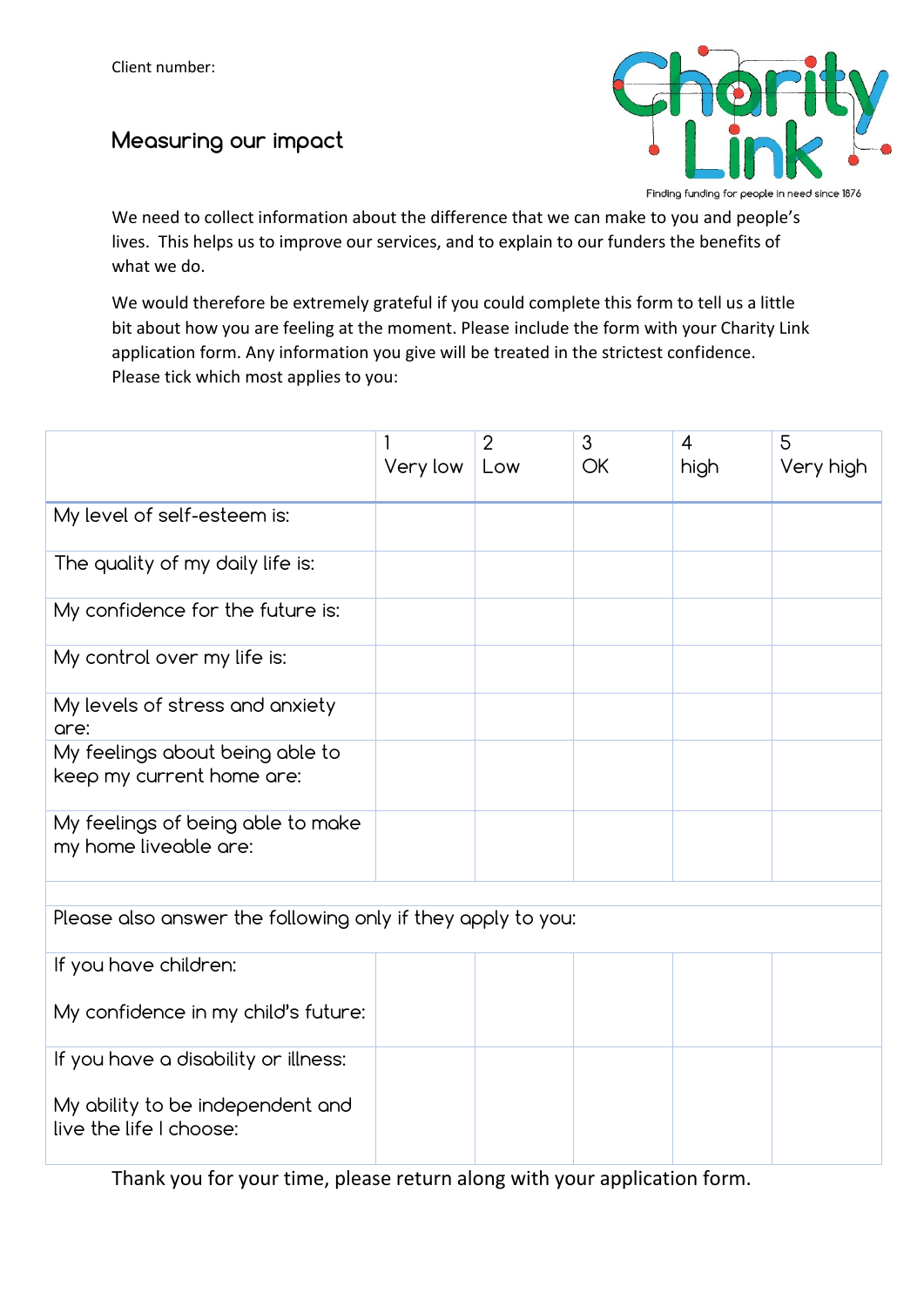Client number:

# Measuring our impact

Charity Link

Finding funding for people in need since 1876

We need to collect information about the difference that we can make to you and people's lives. This helps us to improve our services, and to explain to our funders the benefits of what we do.

We would therefore be extremely grateful if you could complete this form to tell us a little bit about how you are feeling at the moment. Please include the form with your Charity Link application form. Any information you give will be treated in the strictest confidence. Please tick which most applies to you:

| | 1 Very low | 2 Low | 3 OK | 4 high | 5 Very high |
|---|---|---|---|---|---|
| My level of self-esteem is: | | | | | |
| The quality of my daily life is: | | | | | |
| My confidence for the future is: | | | | | |
| My control over my life is: | | | | | |
| My levels of stress and anxiety are: | | | | | |
| My feelings about being able to keep my current home are: | | | | | |
| My feelings of being able to make my home liveable are: | | | | | |
| | | | | | |
| Please also answer the following only if they apply to you: | | | | | |
| If you have children: My confidence in my child's future: | | | | | |
| If you have a disability or illness: My ability to be independent and live the life I choose: | | | | | |

Thank you for your time, please return along with your application form.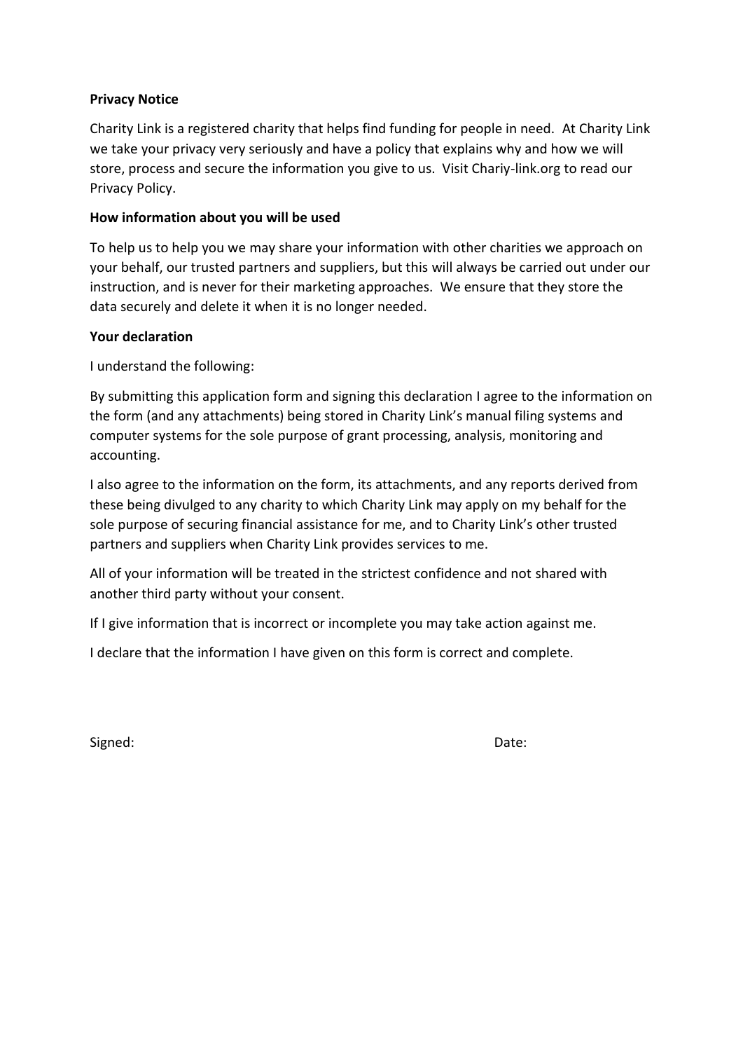**Privacy Notice**

Charity Link is a registered charity that helps find funding for people in need. At Charity Link we take your privacy very seriously and have a policy that explains why and how we will store, process and secure the information you give to us. Visit Chariy-link.org to read our Privacy Policy.

**How information about you will be used**

To help us to help you we may share your information with other charities we approach on your behalf, our trusted partners and suppliers, but this will always be carried out under our instruction, and is never for their marketing approaches. We ensure that they store the data securely and delete it when it is no longer needed.

**Your declaration**

I understand the following:

By submitting this application form and signing this declaration I agree to the information on the form (and any attachments) being stored in Charity Link's manual filing systems and computer systems for the sole purpose of grant processing, analysis, monitoring and accounting.

I also agree to the information on the form, its attachments, and any reports derived from these being divulged to any charity to which Charity Link may apply on my behalf for the sole purpose of securing financial assistance for me, and to Charity Link's other trusted partners and suppliers when Charity Link provides services to me.

All of your information will be treated in the strictest confidence and not shared with another third party without your consent.

If I give information that is incorrect or incomplete you may take action against me.

I declare that the information I have given on this form is correct and complete.

Signed: Date: